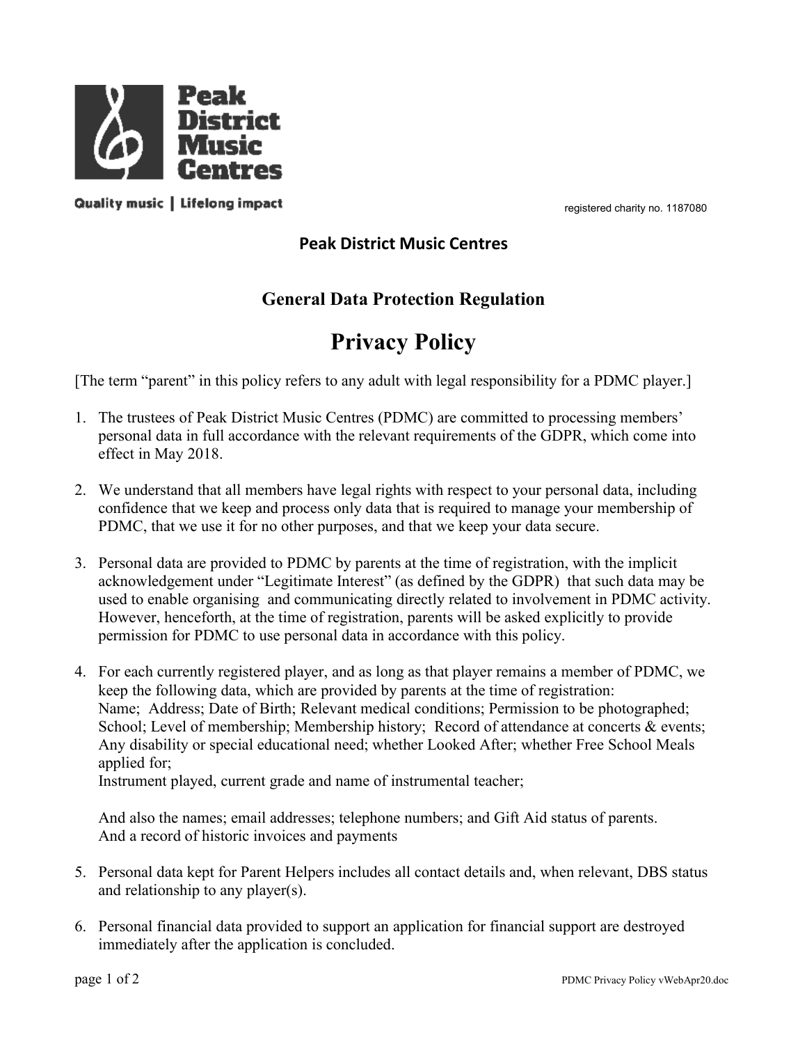Peak District Music Centres

Quality music | Lifelong impact

registered charity no. 1187080

**Peak District Music Centres**

## General Data Protection Regulation

# Privacy Policy

[The term "parent" in this policy refers to any adult with legal responsibility for a PDMC player.]

1. The trustees of Peak District Music Centres (PDMC) are committed to processing members' personal data in full accordance with the relevant requirements of the GDPR, which come into effect in May 2018.

2. We understand that all members have legal rights with respect to your personal data, including confidence that we keep and process only data that is required to manage your membership of PDMC, that we use it for no other purposes, and that we keep your data secure.

3. Personal data are provided to PDMC by parents at the time of registration, with the implicit acknowledgement under "Legitimate Interest" (as defined by the GDPR) that such data may be used to enable organising and communicating directly related to involvement in PDMC activity. However, henceforth, at the time of registration, parents will be asked explicitly to provide permission for PDMC to use personal data in accordance with this policy.

4. For each currently registered player, and as long as that player remains a member of PDMC, we keep the following data, which are provided by parents at the time of registration: Name; Address; Date of Birth; Relevant medical conditions; Permission to be photographed; School; Level of membership; Membership history; Record of attendance at concerts & events; Any disability or special educational need; whether Looked After; whether Free School Meals applied for;
   Instrument played, current grade and name of instrumental teacher;

   And also the names; email addresses; telephone numbers; and Gift Aid status of parents.
   And a record of historic invoices and payments

5. Personal data kept for Parent Helpers includes all contact details and, when relevant, DBS status and relationship to any player(s).

6. Personal financial data provided to support an application for financial support are destroyed immediately after the application is concluded.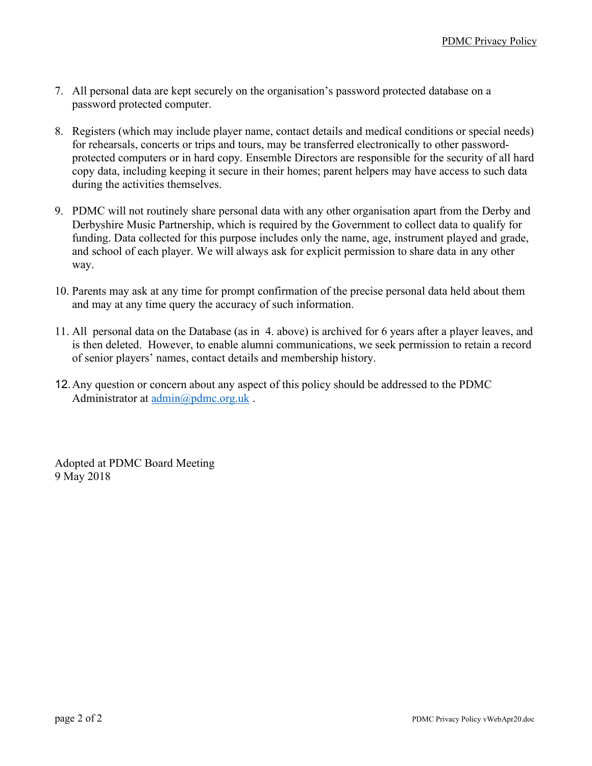7. All personal data are kept securely on the organisation's password protected database on a password protected computer.

8. Registers (which may include player name, contact details and medical conditions or special needs) for rehearsals, concerts or trips and tours, may be transferred electronically to other password-protected computers or in hard copy. Ensemble Directors are responsible for the security of all hard copy data, including keeping it secure in their homes; parent helpers may have access to such data during the activities themselves.

9. PDMC will not routinely share personal data with any other organisation apart from the Derby and Derbyshire Music Partnership, which is required by the Government to collect data to qualify for funding. Data collected for this purpose includes only the name, age, instrument played and grade, and school of each player. We will always ask for explicit permission to share data in any other way.

10. Parents may ask at any time for prompt confirmation of the precise personal data held about them and may at any time query the accuracy of such information.

11. All personal data on the Database (as in 4. above) is archived for 6 years after a player leaves, and is then deleted. However, to enable alumni communications, we seek permission to retain a record of senior players' names, contact details and membership history.

12. Any question or concern about any aspect of this policy should be addressed to the PDMC Administrator at [admin@pdmc.org.uk](mailto:admin@pdmc.org.uk) .

Adopted at PDMC Board Meeting
9 May 2018